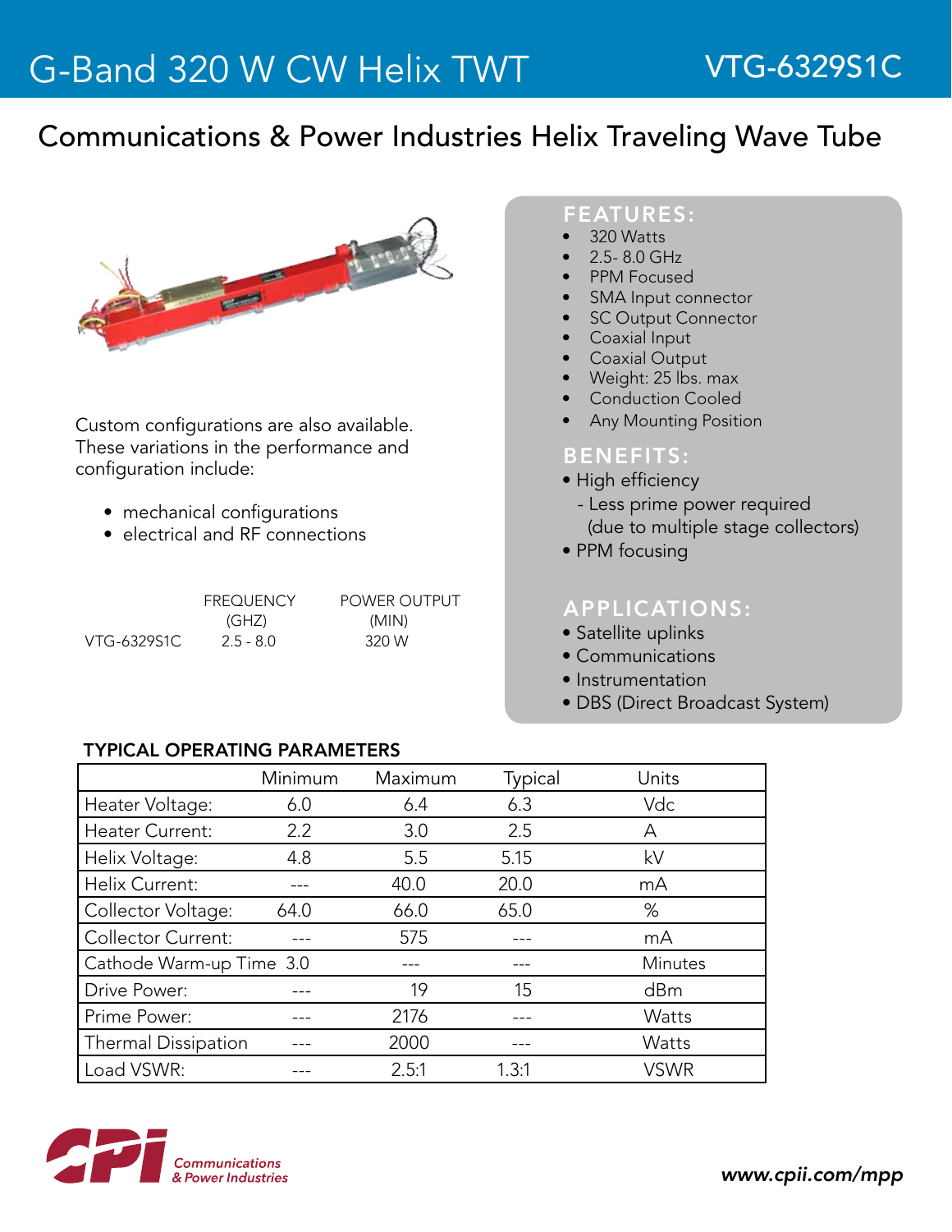# G-Band 320 W CW Helix TWT

**VTG-6329S1C**

## Communications & Power Industries Helix Traveling Wave Tube

Custom configurations are also available. These variations in the performance and configuration include:

- mechanical configurations
- electrical and RF connections

| | FREQUENCY (GHZ) | POWER OUTPUT (MIN) |
|---|---|---|
| VTG-6329S1C | 2.5 - 8.0 | 320 W |

### FEATURES:

- 320 Watts
- 2.5- 8.0 GHz
- PPM Focused
- SMA Input connector
- SC Output Connector
- Coaxial Input
- Coaxial Output
- Weight: 25 lbs. max
- Conduction Cooled
- Any Mounting Position

### BENEFITS:

- High efficiency
  - Less prime power required (due to multiple stage collectors)
- PPM focusing

### APPLICATIONS:

- Satellite uplinks
- Communications
- Instrumentation
- DBS (Direct Broadcast System)

### TYPICAL OPERATING PARAMETERS

| | Minimum | Maximum | Typical | Units |
|---|---|---|---|---|
| Heater Voltage: | 6.0 | 6.4 | 6.3 | Vdc |
| Heater Current: | 2.2 | 3.0 | 2.5 | A |
| Helix Voltage: | 4.8 | 5.5 | 5.15 | kV |
| Helix Current: | --- | 40.0 | 20.0 | mA |
| Collector Voltage: | 64.0 | 66.0 | 65.0 | % |
| Collector Current: | --- | 575 | --- | mA |
| Cathode Warm-up Time | 3.0 | --- | --- | Minutes |
| Drive Power: | --- | 19 | 15 | dBm |
| Prime Power: | --- | 2176 | --- | Watts |
| Thermal Dissipation | --- | 2000 | --- | Watts |
| Load VSWR: | --- | 2.5:1 | 1.3:1 | VSWR |

CPI Communications & Power Industries

*www.cpii.com/mpp*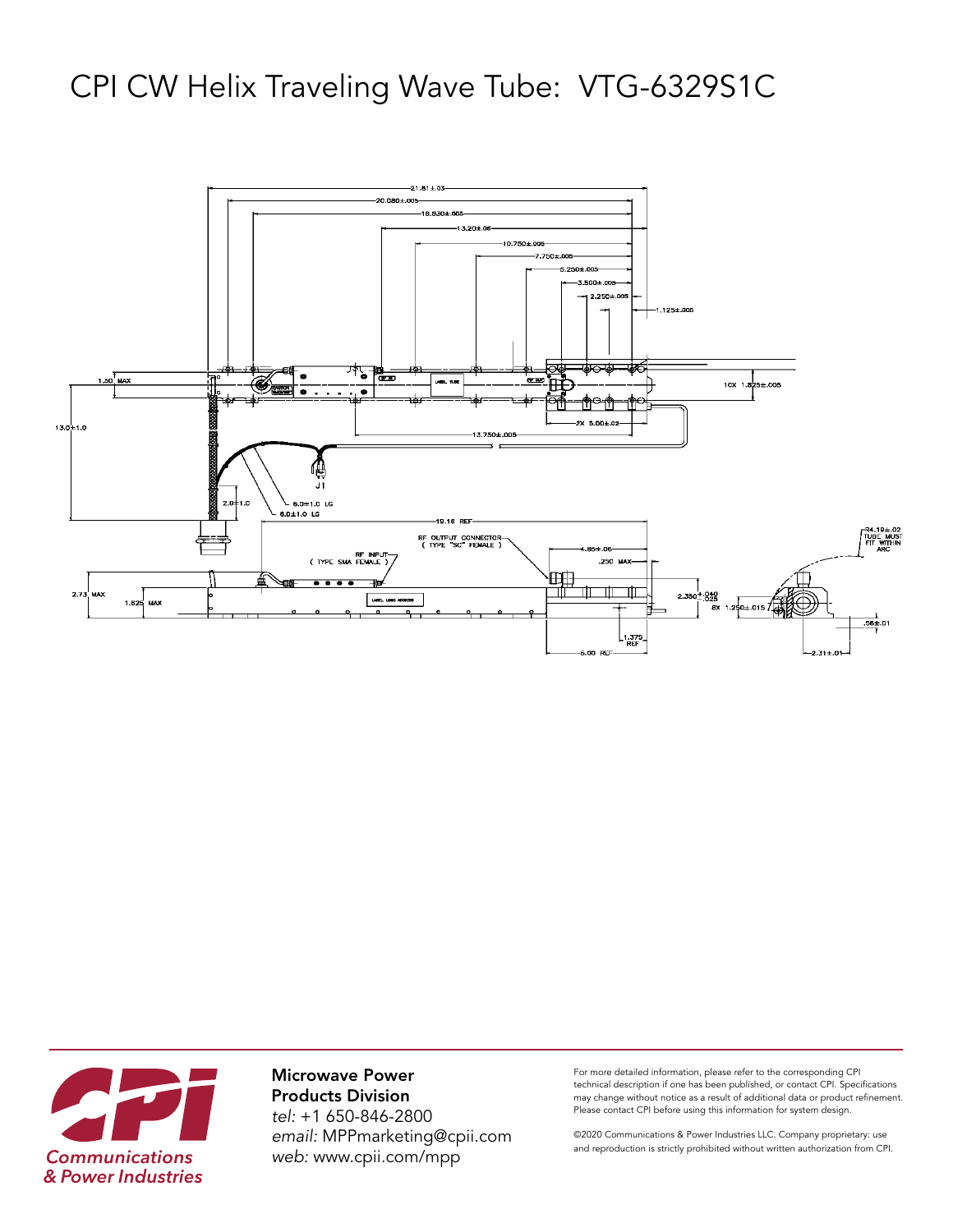# CPI CW Helix Traveling Wave Tube: VTG-6329S1C

21.81±.03
20.080±.005
18.830±.005
13.20±.06
10.750±.005
7.750±.005
5.250±.005
3.500±.005
2.250±.005
1.125±.005
1.50 MAX
10X 1.625±.005
13.0±1.0
2X 5.00±.02
13.750±.005
J1
2.0±1.0
6.0±1.0 LG
6.0±1.0 LG
19.16 REF
RF OUTPUT CONNECTOR ( TYPE "SC" FEMALE )
RF INPUT ( TYPE SMA FEMALE )
4.85±.06
.250 MAX
R4.19±.02 TUBE MUST FIT WITHIN ARC
2.73 MAX
1.825 MAX
2.350 +.040 -.025
8X 1.250±.015
.56±.01
1.375 REF
5.00 REF
2.31±.01

**Microwave Power Products Division**
*tel:* +1 650-846-2800
*email:* MPPmarketing@cpii.com
*web:* www.cpii.com/mpp

For more detailed information, please refer to the corresponding CPI technical description if one has been published, or contact CPI. Specifications may change without notice as a result of additional data or product refinement. Please contact CPI before using this information for system design.

©2020 Communications & Power Industries LLC. Company proprietary: use and reproduction is strictly prohibited without written authorization from CPI.